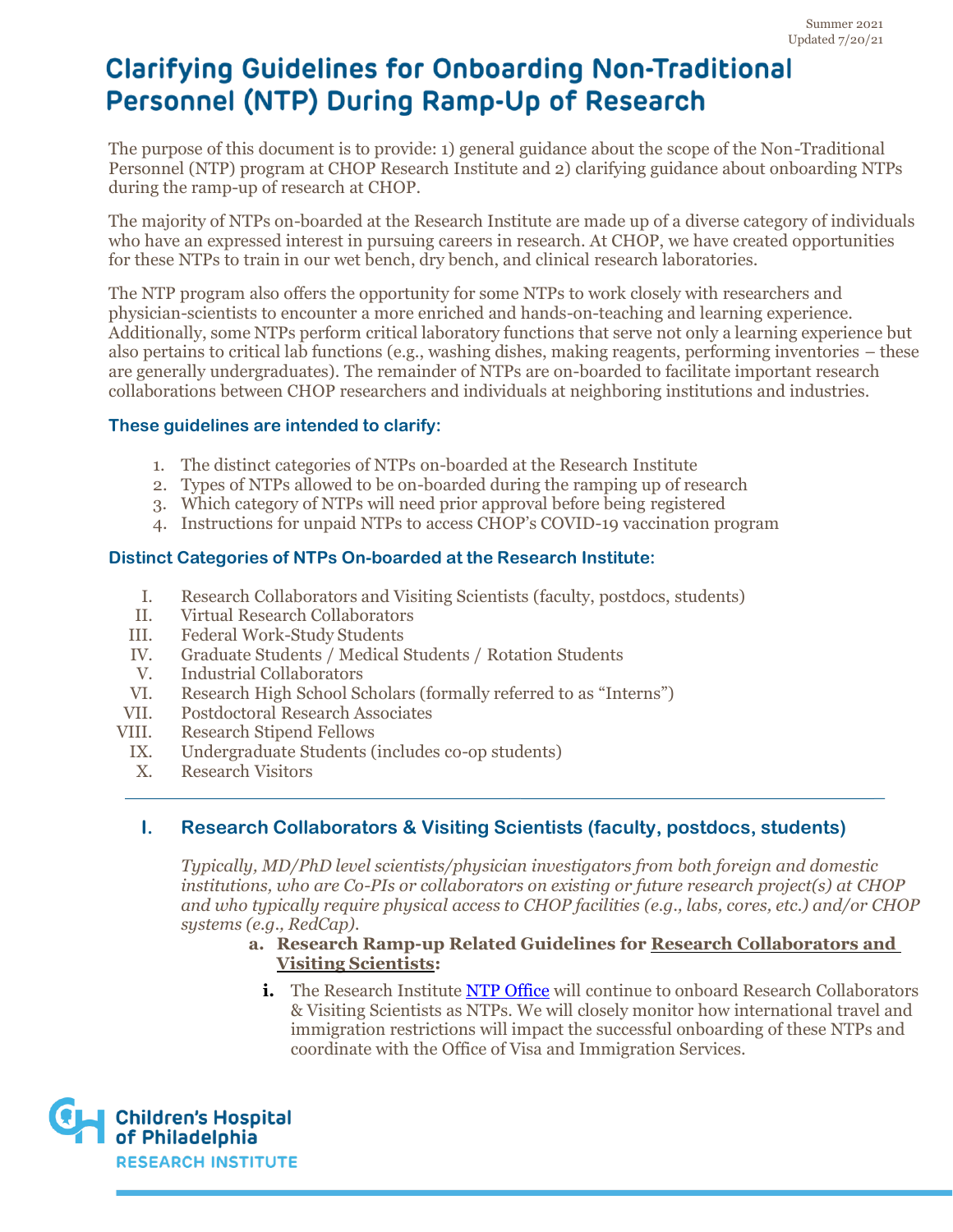Summer 2021
Updated 7/20/21

# Clarifying Guidelines for Onboarding Non-Traditional Personnel (NTP) During Ramp-Up of Research

The purpose of this document is to provide: 1) general guidance about the scope of the Non-Traditional Personnel (NTP) program at CHOP Research Institute and 2) clarifying guidance about onboarding NTPs during the ramp-up of research at CHOP.

The majority of NTPs on-boarded at the Research Institute are made up of a diverse category of individuals who have an expressed interest in pursuing careers in research. At CHOP, we have created opportunities for these NTPs to train in our wet bench, dry bench, and clinical research laboratories.

The NTP program also offers the opportunity for some NTPs to work closely with researchers and physician-scientists to encounter a more enriched and hands-on-teaching and learning experience. Additionally, some NTPs perform critical laboratory functions that serve not only a learning experience but also pertains to critical lab functions (e.g., washing dishes, making reagents, performing inventories – these are generally undergraduates). The remainder of NTPs are on-boarded to facilitate important research collaborations between CHOP researchers and individuals at neighboring institutions and industries.

### These guidelines are intended to clarify:

1. The distinct categories of NTPs on-boarded at the Research Institute
2. Types of NTPs allowed to be on-boarded during the ramping up of research
3. Which category of NTPs will need prior approval before being registered
4. Instructions for unpaid NTPs to access CHOP's COVID-19 vaccination program

### Distinct Categories of NTPs On-boarded at the Research Institute:

I. Research Collaborators and Visiting Scientists (faculty, postdocs, students)
II. Virtual Research Collaborators
III. Federal Work-Study Students
IV. Graduate Students / Medical Students / Rotation Students
V. Industrial Collaborators
VI. Research High School Scholars (formally referred to as "Interns")
VII. Postdoctoral Research Associates
VIII. Research Stipend Fellows
IX. Undergraduate Students (includes co-op students)
X. Research Visitors

---

## I. Research Collaborators & Visiting Scientists (faculty, postdocs, students)

*Typically, MD/PhD level scientists/physician investigators from both foreign and domestic institutions, who are Co-PIs or collaborators on existing or future research project(s) at CHOP and who typically require physical access to CHOP facilities (e.g., labs, cores, etc.) and/or CHOP systems (e.g., RedCap).*

**a. Research Ramp-up Related Guidelines for <u>Research Collaborators and Visiting Scientists</u>:**

**i.** The Research Institute [NTP Office](#) will continue to onboard Research Collaborators & Visiting Scientists as NTPs. We will closely monitor how international travel and immigration restrictions will impact the successful onboarding of these NTPs and coordinate with the Office of Visa and Immigration Services.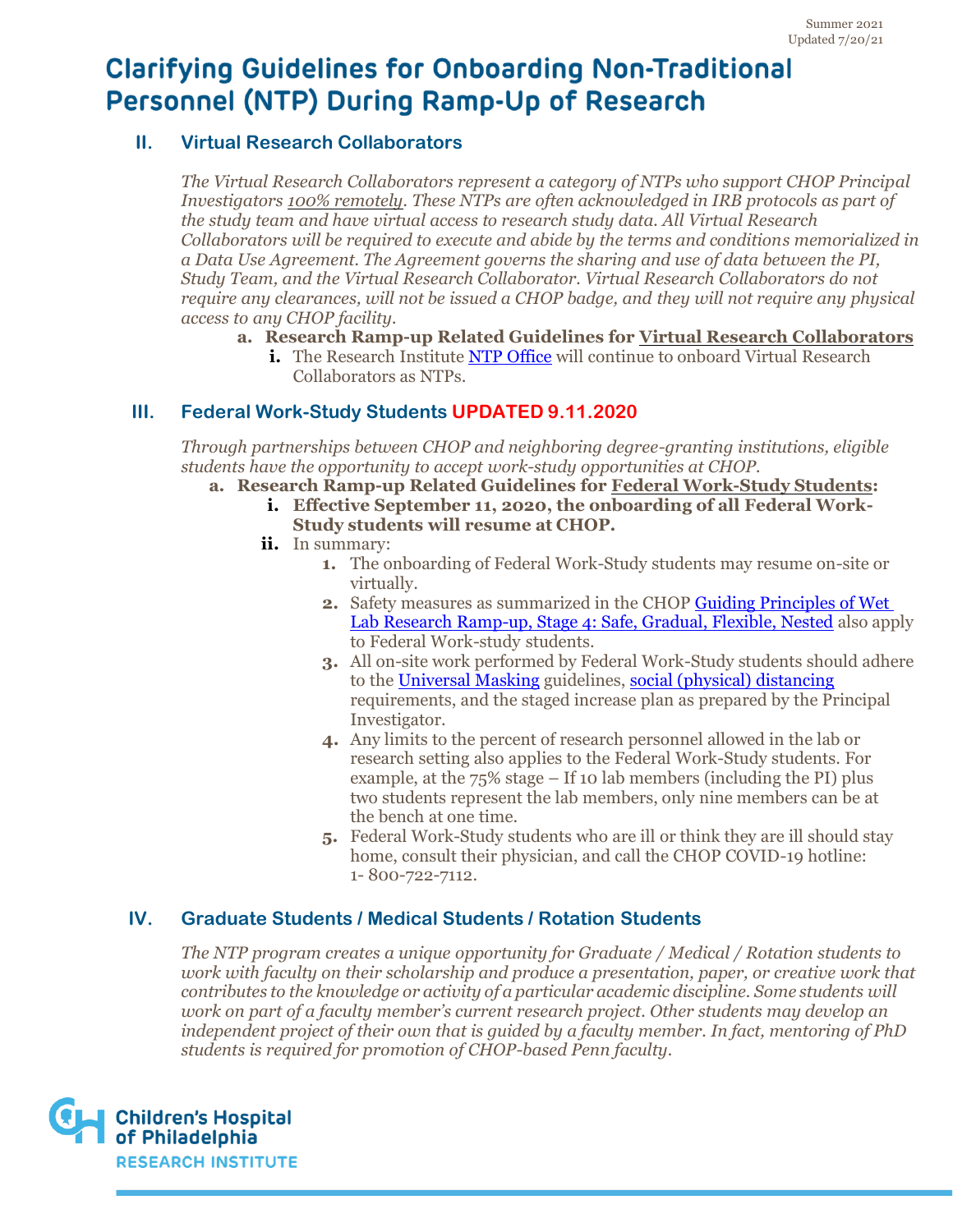# Clarifying Guidelines for Onboarding Non-Traditional Personnel (NTP) During Ramp-Up of Research

## II. Virtual Research Collaborators

*The Virtual Research Collaborators represent a category of NTPs who support CHOP Principal Investigators 100% remotely. These NTPs are often acknowledged in IRB protocols as part of the study team and have virtual access to research study data. All Virtual Research Collaborators will be required to execute and abide by the terms and conditions memorialized in a Data Use Agreement. The Agreement governs the sharing and use of data between the PI, Study Team, and the Virtual Research Collaborator. Virtual Research Collaborators do not require any clearances, will not be issued a CHOP badge, and they will not require any physical access to any CHOP facility.*

a. **Research Ramp-up Related Guidelines for Virtual Research Collaborators**
   i. The Research Institute NTP Office will continue to onboard Virtual Research Collaborators as NTPs.

## III. Federal Work-Study Students UPDATED 9.11.2020

*Through partnerships between CHOP and neighboring degree-granting institutions, eligible students have the opportunity to accept work-study opportunities at CHOP.*

a. **Research Ramp-up Related Guidelines for Federal Work-Study Students:**
   i. **Effective September 11, 2020, the onboarding of all Federal Work-Study students will resume at CHOP.**
   ii. In summary:
      1. The onboarding of Federal Work-Study students may resume on-site or virtually.
      2. Safety measures as summarized in the CHOP Guiding Principles of Wet Lab Research Ramp-up, Stage 4: Safe, Gradual, Flexible, Nested also apply to Federal Work-study students.
      3. All on-site work performed by Federal Work-Study students should adhere to the Universal Masking guidelines, social (physical) distancing requirements, and the staged increase plan as prepared by the Principal Investigator.
      4. Any limits to the percent of research personnel allowed in the lab or research setting also applies to the Federal Work-Study students. For example, at the 75% stage – If 10 lab members (including the PI) plus two students represent the lab members, only nine members can be at the bench at one time.
      5. Federal Work-Study students who are ill or think they are ill should stay home, consult their physician, and call the CHOP COVID-19 hotline: 1- 800-722-7112.

## IV. Graduate Students / Medical Students / Rotation Students

*The NTP program creates a unique opportunity for Graduate / Medical / Rotation students to work with faculty on their scholarship and produce a presentation, paper, or creative work that contributes to the knowledge or activity of a particular academic discipline. Some students will work on part of a faculty member's current research project. Other students may develop an independent project of their own that is guided by a faculty member. In fact, mentoring of PhD students is required for promotion of CHOP-based Penn faculty.*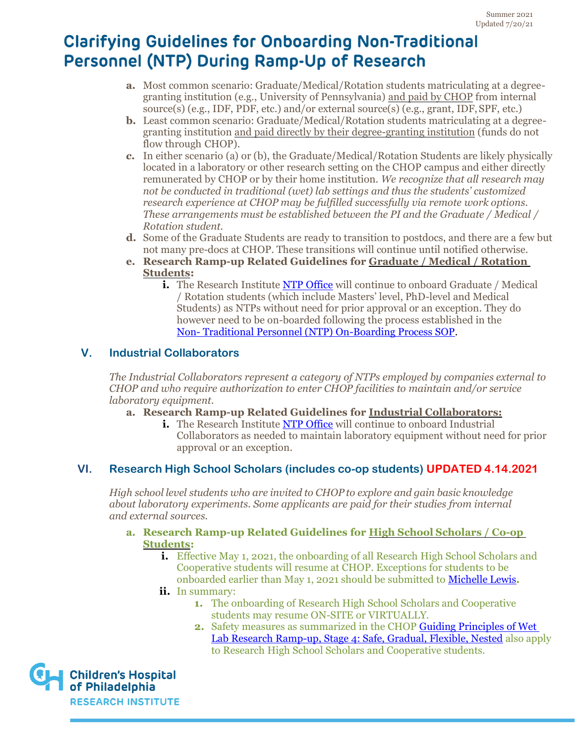# Clarifying Guidelines for Onboarding Non-Traditional Personnel (NTP) During Ramp-Up of Research

a. Most common scenario: Graduate/Medical/Rotation students matriculating at a degree-granting institution (e.g., University of Pennsylvania) and paid by CHOP from internal source(s) (e.g., IDF, PDF, etc.) and/or external source(s) (e.g., grant, IDF, SPF, etc.)

b. Least common scenario: Graduate/Medical/Rotation students matriculating at a degree-granting institution and paid directly by their degree-granting institution (funds do not flow through CHOP).

c. In either scenario (a) or (b), the Graduate/Medical/Rotation Students are likely physically located in a laboratory or other research setting on the CHOP campus and either directly remunerated by CHOP or by their home institution. *We recognize that all research may not be conducted in traditional (wet) lab settings and thus the students' customized research experience at CHOP may be fulfilled successfully via remote work options. These arrangements must be established between the PI and the Graduate / Medical / Rotation student.*

d. Some of the Graduate Students are ready to transition to postdocs, and there are a few but not many pre-docs at CHOP. These transitions will continue until notified otherwise.

e. **Research Ramp-up Related Guidelines for Graduate / Medical / Rotation Students:**

   i. The Research Institute NTP Office will continue to onboard Graduate / Medical / Rotation students (which include Masters' level, PhD-level and Medical Students) as NTPs without need for prior approval or an exception. They do however need to be on-boarded following the process established in the Non- Traditional Personnel (NTP) On-Boarding Process SOP.

## V. Industrial Collaborators

*The Industrial Collaborators represent a category of NTPs employed by companies external to CHOP and who require authorization to enter CHOP facilities to maintain and/or service laboratory equipment.*

a. **Research Ramp-up Related Guidelines for Industrial Collaborators:**

   i. The Research Institute NTP Office will continue to onboard Industrial Collaborators as needed to maintain laboratory equipment without need for prior approval or an exception.

## VI. Research High School Scholars (includes co-op students) UPDATED 4.14.2021

*High school level students who are invited to CHOP to explore and gain basic knowledge about laboratory experiments. Some applicants are paid for their studies from internal and external sources.*

a. **Research Ramp-up Related Guidelines for High School Scholars / Co-op Students:**

   i. Effective May 1, 2021, the onboarding of all Research High School Scholars and Cooperative students will resume at CHOP. Exceptions for students to be onboarded earlier than May 1, 2021 should be submitted to Michelle Lewis.

   ii. In summary:

      1. The onboarding of Research High School Scholars and Cooperative students may resume ON-SITE or VIRTUALLY.
      2. Safety measures as summarized in the CHOP Guiding Principles of Wet Lab Research Ramp-up, Stage 4: Safe, Gradual, Flexible, Nested also apply to Research High School Scholars and Cooperative students.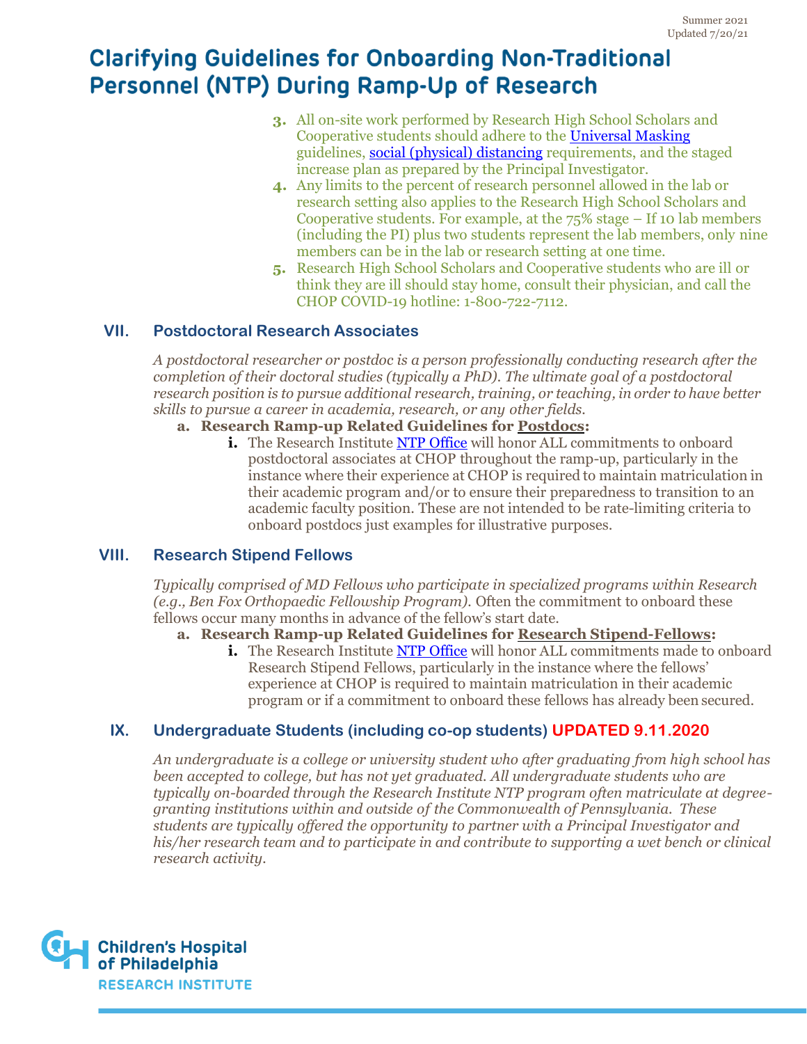3. All on-site work performed by Research High School Scholars and Cooperative students should adhere to the [Universal Masking](#) guidelines, [social (physical) distancing](#) requirements, and the staged increase plan as prepared by the Principal Investigator.
4. Any limits to the percent of research personnel allowed in the lab or research setting also applies to the Research High School Scholars and Cooperative students. For example, at the 75% stage – If 10 lab members (including the PI) plus two students represent the lab members, only nine members can be in the lab or research setting at one time.
5. Research High School Scholars and Cooperative students who are ill or think they are ill should stay home, consult their physician, and call the CHOP COVID-19 hotline: 1-800-722-7112.

## VII. Postdoctoral Research Associates

*A postdoctoral researcher or postdoc is a person professionally conducting research after the completion of their doctoral studies (typically a PhD). The ultimate goal of a postdoctoral research position is to pursue additional research, training, or teaching, in order to have better skills to pursue a career in academia, research, or any other fields.*

**a. Research Ramp-up Related Guidelines for Postdocs:**

i. The Research Institute [NTP Office](#) will honor ALL commitments to onboard postdoctoral associates at CHOP throughout the ramp-up, particularly in the instance where their experience at CHOP is required to maintain matriculation in their academic program and/or to ensure their preparedness to transition to an academic faculty position. These are not intended to be rate-limiting criteria to onboard postdocs just examples for illustrative purposes.

## VIII. Research Stipend Fellows

*Typically comprised of MD Fellows who participate in specialized programs within Research (e.g., Ben Fox Orthopaedic Fellowship Program).* Often the commitment to onboard these fellows occur many months in advance of the fellow's start date.

**a. Research Ramp-up Related Guidelines for Research Stipend-Fellows:**

i. The Research Institute [NTP Office](#) will honor ALL commitments made to onboard Research Stipend Fellows, particularly in the instance where the fellows' experience at CHOP is required to maintain matriculation in their academic program or if a commitment to onboard these fellows has already been secured.

## IX. Undergraduate Students (including co-op students) UPDATED 9.11.2020

*An undergraduate is a college or university student who after graduating from high school has been accepted to college, but has not yet graduated. All undergraduate students who are typically on-boarded through the Research Institute NTP program often matriculate at degree-granting institutions within and outside of the Commonwealth of Pennsylvania. These students are typically offered the opportunity to partner with a Principal Investigator and his/her research team and to participate in and contribute to supporting a wet bench or clinical research activity.*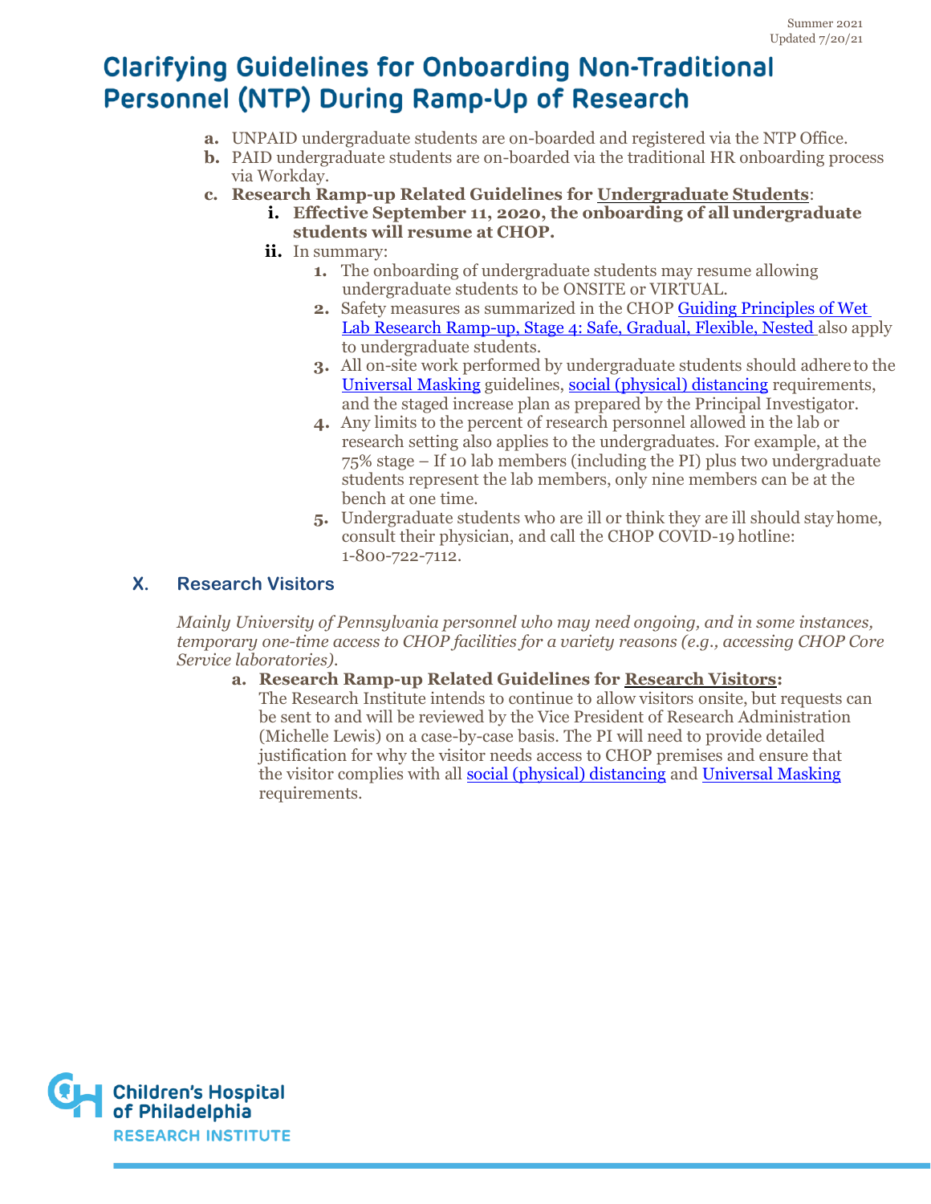# Clarifying Guidelines for Onboarding Non-Traditional Personnel (NTP) During Ramp-Up of Research

a. UNPAID undergraduate students are on-boarded and registered via the NTP Office.

b. PAID undergraduate students are on-boarded via the traditional HR onboarding process via Workday.

c. **Research Ramp-up Related Guidelines for Undergraduate Students**:

   i. **Effective September 11, 2020, the onboarding of all undergraduate students will resume at CHOP.**

   ii. In summary:

      1. The onboarding of undergraduate students may resume allowing undergraduate students to be ONSITE or VIRTUAL.
      2. Safety measures as summarized in the CHOP Guiding Principles of Wet Lab Research Ramp-up, Stage 4: Safe, Gradual, Flexible, Nested also apply to undergraduate students.
      3. All on-site work performed by undergraduate students should adhere to the Universal Masking guidelines, social (physical) distancing requirements, and the staged increase plan as prepared by the Principal Investigator.
      4. Any limits to the percent of research personnel allowed in the lab or research setting also applies to the undergraduates. For example, at the 75% stage – If 10 lab members (including the PI) plus two undergraduate students represent the lab members, only nine members can be at the bench at one time.
      5. Undergraduate students who are ill or think they are ill should stay home, consult their physician, and call the CHOP COVID-19 hotline: 1-800-722-7112.

## X. Research Visitors

*Mainly University of Pennsylvania personnel who may need ongoing, and in some instances, temporary one-time access to CHOP facilities for a variety reasons (e.g., accessing CHOP Core Service laboratories).*

a. **Research Ramp-up Related Guidelines for Research Visitors:**
The Research Institute intends to continue to allow visitors onsite, but requests can be sent to and will be reviewed by the Vice President of Research Administration (Michelle Lewis) on a case-by-case basis. The PI will need to provide detailed justification for why the visitor needs access to CHOP premises and ensure that the visitor complies with all social (physical) distancing and Universal Masking requirements.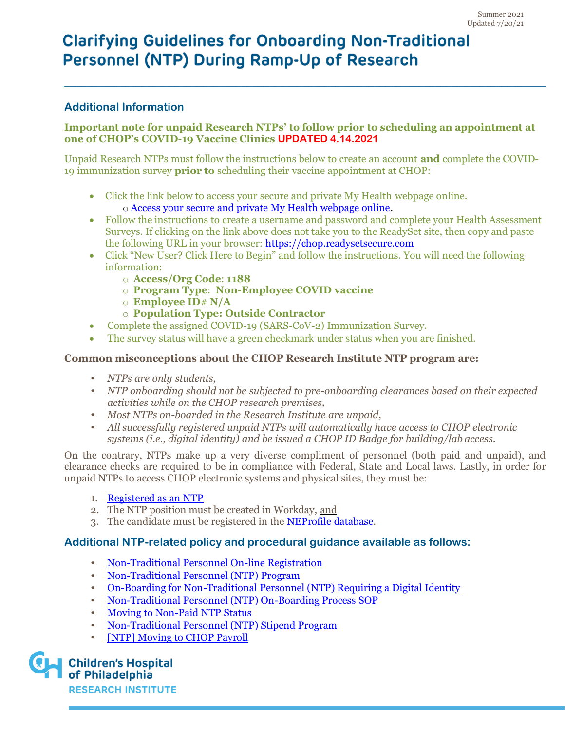Summer 2021
Updated 7/20/21

# Clarifying Guidelines for Onboarding Non-Traditional Personnel (NTP) During Ramp-Up of Research

## Additional Information

**Important note for unpaid Research NTPs' to follow prior to scheduling an appointment at one of CHOP's COVID-19 Vaccine Clinics** **UPDATED 4.14.2021**

Unpaid Research NTPs must follow the instructions below to create an account **and** complete the COVID-19 immunization survey **prior to** scheduling their vaccine appointment at CHOP:

- Click the link below to access your secure and private My Health webpage online.
  - [Access your secure and private My Health webpage online](https://chop.readysetsecure.com).
- Follow the instructions to create a username and password and complete your Health Assessment Surveys. If clicking on the link above does not take you to the ReadySet site, then copy and paste the following URL in your browser: https://chop.readysetsecure.com
- Click "New User? Click Here to Begin" and follow the instructions. You will need the following information:
  - **Access/Org Code**: **1188**
  - **Program Type**: **Non-Employee COVID vaccine**
  - **Employee ID# N/A**
  - **Population Type: Outside Contractor**
- Complete the assigned COVID-19 (SARS-CoV-2) Immunization Survey.
- The survey status will have a green checkmark under status when you are finished.

**Common misconceptions about the CHOP Research Institute NTP program are:**

- *NTPs are only students,*
- *NTP onboarding should not be subjected to pre-onboarding clearances based on their expected activities while on the CHOP research premises,*
- *Most NTPs on-boarded in the Research Institute are unpaid,*
- *All successfully registered unpaid NTPs will automatically have access to CHOP electronic systems (i.e., digital identity) and be issued a CHOP ID Badge for building/lab access.*

On the contrary, NTPs make up a very diverse compliment of personnel (both paid and unpaid), and clearance checks are required to be in compliance with Federal, State and Local laws. Lastly, in order for unpaid NTPs to access CHOP electronic systems and physical sites, they must be:

1. Registered as an NTP
2. The NTP position must be created in Workday, and
3. The candidate must be registered in the NEProfile database.

## Additional NTP-related policy and procedural guidance available as follows:

- Non-Traditional Personnel On-line Registration
- Non-Traditional Personnel (NTP) Program
- On-Boarding for Non-Traditional Personnel (NTP) Requiring a Digital Identity
- Non-Traditional Personnel (NTP) On-Boarding Process SOP
- Moving to Non-Paid NTP Status
- Non-Traditional Personnel (NTP) Stipend Program
- [NTP] Moving to CHOP Payroll

Children's Hospital of Philadelphia
RESEARCH INSTITUTE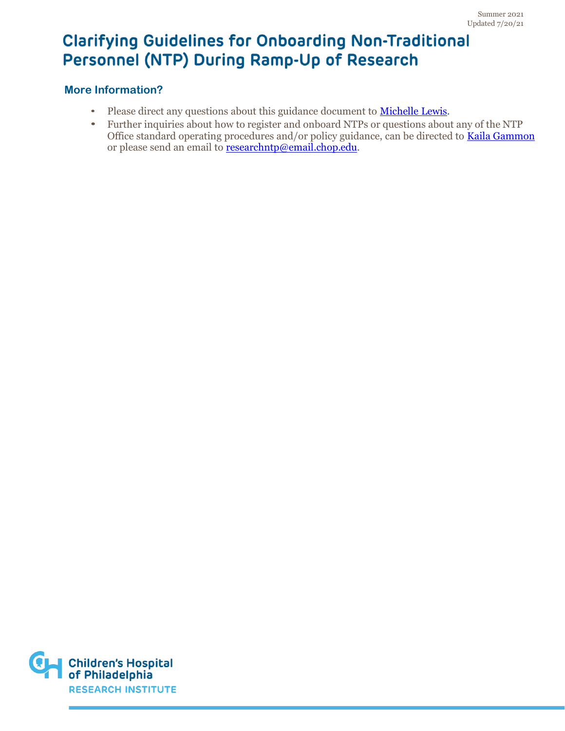## More Information?

- Please direct any questions about this guidance document to Michelle Lewis.
- Further inquiries about how to register and onboard NTPs or questions about any of the NTP Office standard operating procedures and/or policy guidance, can be directed to Kaila Gammon or please send an email to researchntp@email.chop.edu.